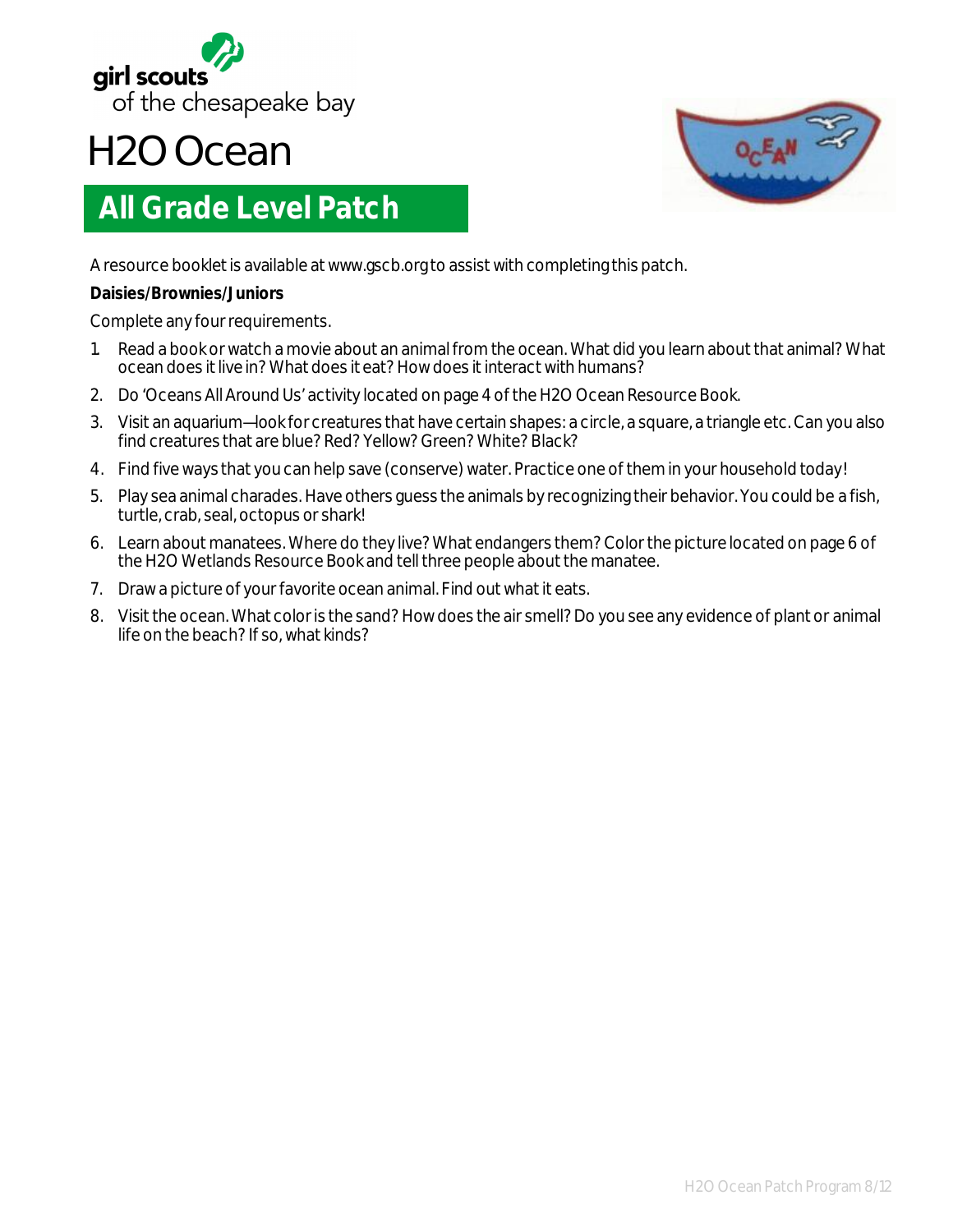girl scouts of the chesapeake bay

# H2O Ocean

## All Grade Level Patch

A resource booklet is available at www.gscb.org to assist with completing this patch.

**Daisies/Brownies/Juniors**

Complete any four requirements.

1. Read a book or watch a movie about an animal from the ocean. What did you learn about that animal? What ocean does it live in? What does it eat? How does it interact with humans?
2. Do 'Oceans All Around Us' activity located on page 4 of the H2O Ocean Resource Book.
3. Visit an aquarium—look for creatures that have certain shapes: a circle, a square, a triangle etc. Can you also find creatures that are blue? Red? Yellow? Green? White? Black?
4. Find five ways that you can help save (conserve) water. Practice one of them in your household today!
5. Play sea animal charades. Have others guess the animals by recognizing their behavior. You could be a fish, turtle, crab, seal, octopus or shark!
6. Learn about manatees. Where do they live? What endangers them? Color the picture located on page 6 of the H2O Wetlands Resource Book and tell three people about the manatee.
7. Draw a picture of your favorite ocean animal. Find out what it eats.
8. Visit the ocean. What color is the sand? How does the air smell? Do you see any evidence of plant or animal life on the beach? If so, what kinds?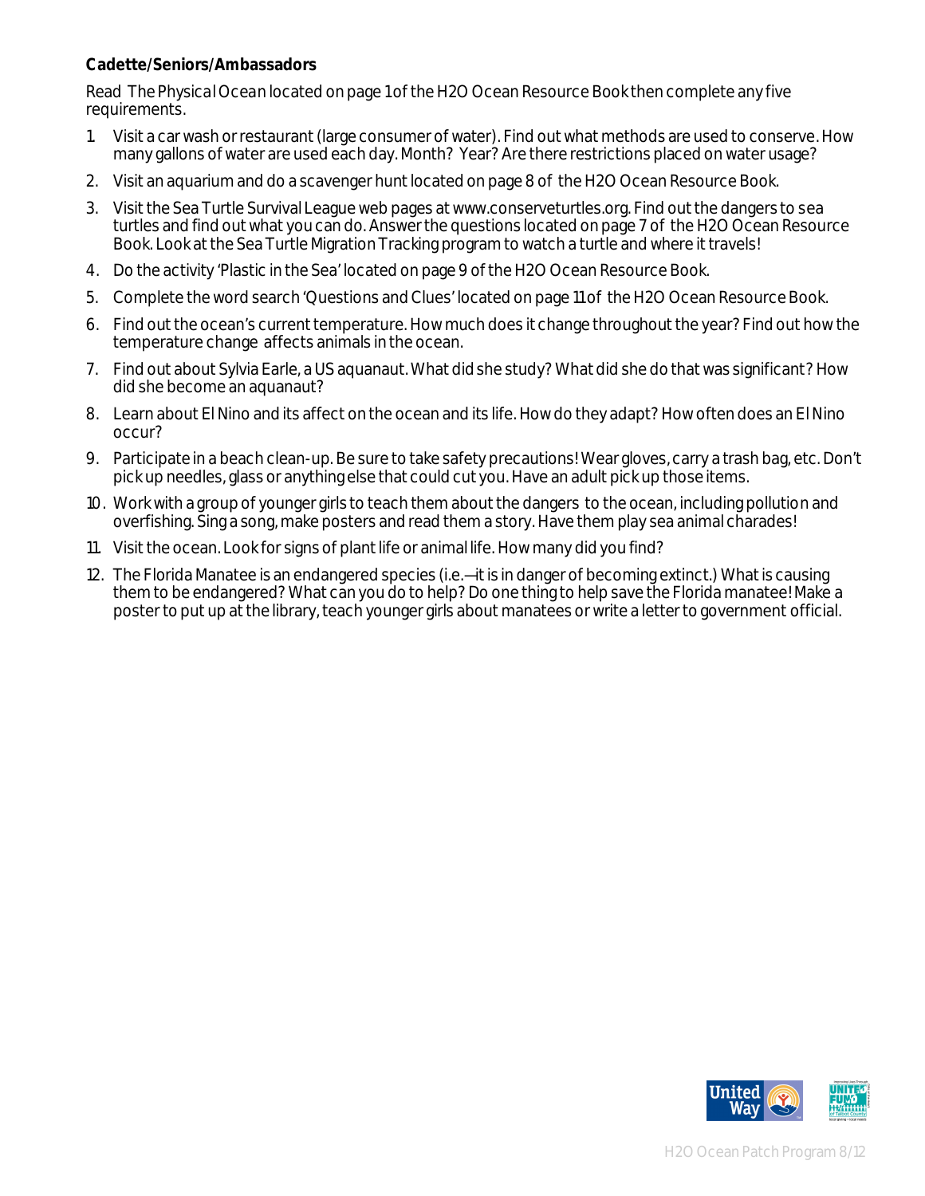**Cadette/Seniors/Ambassadors**

Read *The Physical Ocean* located on page 1 of the H2O Ocean Resource Book then complete any five requirements.

1. Visit a car wash or restaurant (large consumer of water). Find out what methods are used to conserve. How many gallons of water are used each day. Month? Year? Are there restrictions placed on water usage?
2. Visit an aquarium and do a scavenger hunt located on page 8 of the H2O Ocean Resource Book.
3. Visit the Sea Turtle Survival League web pages at www.conserveturtles.org. Find out the dangers to sea turtles and find out what you can do. Answer the questions located on page 7 of the H2O Ocean Resource Book. Look at the Sea Turtle Migration Tracking program to watch a turtle and where it travels!
4. Do the activity 'Plastic in the Sea' located on page 9 of the H2O Ocean Resource Book.
5. Complete the word search 'Questions and Clues' located on page 11 of the H2O Ocean Resource Book.
6. Find out the ocean's current temperature. How much does it change throughout the year? Find out how the temperature change affects animals in the ocean.
7. Find out about Sylvia Earle, a US aquanaut. What did she study? What did she do that was significant? How did she become an aquanaut?
8. Learn about El Nino and its affect on the ocean and its life. How do they adapt? How often does an El Nino occur?
9. Participate in a beach clean-up. Be sure to take safety precautions! Wear gloves, carry a trash bag, etc. Don't pick up needles, glass or anything else that could cut you. Have an adult pick up those items.
10. Work with a group of younger girls to teach them about the dangers to the ocean, including pollution and overfishing. Sing a song, make posters and read them a story. Have them play sea animal charades!
11. Visit the ocean. Look for signs of plant life or animal life. How many did you find?
12. The Florida Manatee is an endangered species (i.e.—it is in danger of becoming extinct.) What is causing them to be endangered? What can you do to help? Do one thing to help save the Florida manatee! Make a poster to put up at the library, teach younger girls about manatees or write a letter to government official.